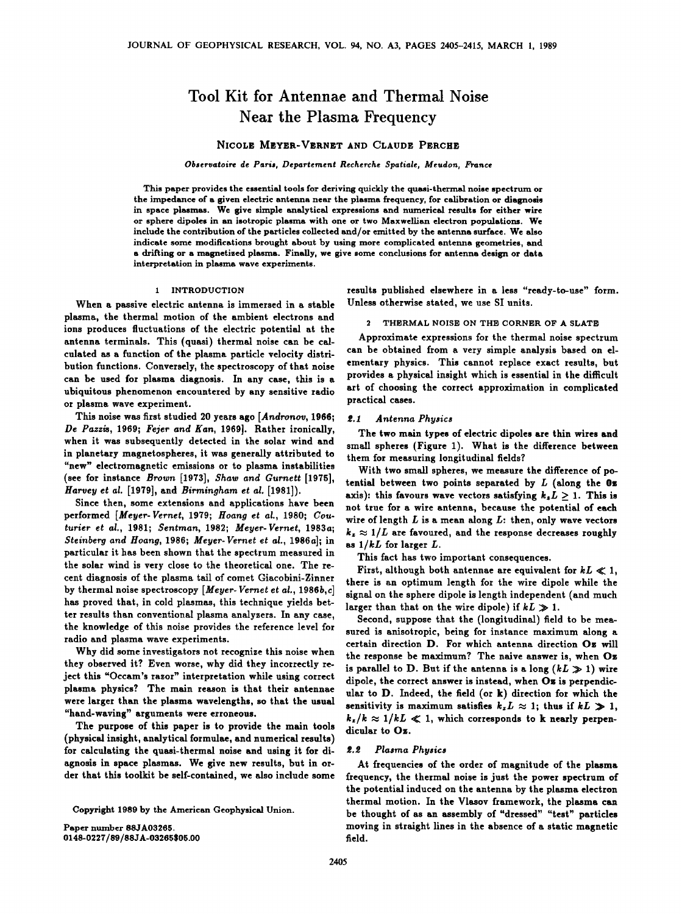# Tool Kit for Antennae and Thermal Noise Near the Plasma Frequency

NICOLE MEYER-VERNET AND CLAUDE PERCHE

*Observatoire de Paris, Departement Recherche Spatiale, Meudon, France*

This paper provides the essential tools for deriving quickly the quasi-thermal noise spectrum or the impedance of a given electric antenna near the plasma frequency, for calibration or diagnosis in space plasmas. We give simple analytical expressions and numerical results for either wire or sphere dipoles in an isotropic plasma with one or two Maxwellian electron populations. We include the contribution of the particles collected and/or emitted by the antenna surface. We also indicate some modifications brought about by using more complicated antenna geometries, and a drifting or a magnetized plasma. Finally, we give some conclusions for antenna design or data interpretation in plasma wave experiments.

## 1 INTRODUCTION

When a passive electric antenna is immersed in a stable plasma, the thermal motion of the ambient electrons and ions produces fluctuations of the electric potential at the antenna terminals. This (quasi) thermal noise can be calculated as a function of the plasma particle velocity distribution functions. Conversely, the spectroscopy of that noise can be used for plasma diagnosis. In any case, this is a ubiquitous phenomenon encountered by any sensitive radio or plasma wave experiment.

This noise was first studied 20 years ago [*Andronov*, 1966; *De Pazzis*, 1969; *Fejer and Kan*, 1969]. Rather ironically, when it was subsequently detected in the solar wind and in planetary magnetospheres, it was generally attributed to "new" electromagnetic emissions or to plasma instabilities (see for instance *Brown* [1973], *Shaw and Gurnett* [1975], *Harvey et al.* [1979], and *Birmingham et al.* [1981]).

Since then, some extensions and applications have been performed [*Meyer-Vernet*, 1979; *Hoang et al.*, 1980; *Couturier et al.*, 1981; *Sentman*, 1982; *Meyer-Vernet*, 1983*a*; *Steinberg and Hoang*, 1986; *Meyer-Vernet et al.*, 1986*a*]; in particular it has been shown that the spectrum measured in the solar wind is very close to the theoretical one. The recent diagnosis of the plasma tail of comet Giacobini-Zinner by thermal noise spectroscopy [*Meyer-Vernet et al.*, 1986*b*,*c*] has proved that, in cold plasmas, this technique yields better results than conventional plasma analyzers. In any case, the knowledge of this noise provides the reference level for radio and plasma wave experiments.

Why did some investigators not recognize this noise when they observed it? Even worse, why did they incorrectly reject this "Occam's razor" interpretation while using correct plasma physics? The main reason is that their antennae were larger than the plasma wavelengths, so that the usual "hand-waving" arguments were erroneous.

The purpose of this paper is to provide the main tools (physical insight, analytical formulae, and numerical results) for calculating the quasi-thermal noise and using it for diagnosis in space plasmas. We give new results, but in order that this toolkit be self-contained, we also include some results published elsewhere in a less "ready-to-use" form. Unless otherwise stated, we use SI units.

Copyright 1989 by the American Geophysical Union.

Paper number 88JA03265.
0148-0227/89/88JA-03265$05.00

## 2 THERMAL NOISE ON THE CORNER OF A SLATE

Approximate expressions for the thermal noise spectrum can be obtained from a very simple analysis based on elementary physics. This cannot replace exact results, but provides a physical insight which is essential in the difficult art of choosing the correct approximation in complicated practical cases.

### 2.1 Antenna Physics

The two main types of electric dipoles are thin wires and small spheres (Figure 1). What is the difference between them for measuring longitudinal fields?

With two small spheres, we measure the difference of potential between two points separated by $L$ (along the **Oz** axis): this favours wave vectors satisfying $k_z L \geq 1$. This is not true for a wire antenna, because the potential of each wire of length $L$ is a mean along $L$: then, only wave vectors $k_z \approx 1/L$ are favoured, and the response decreases roughly as $1/kL$ for larger $L$.

This fact has two important consequences.

First, although both antennae are equivalent for $kL \ll 1$, there is an optimum length for the wire dipole while the signal on the sphere dipole is length independent (and much larger than that on the wire dipole) if $kL \gg 1$.

Second, suppose that the (longitudinal) field to be measured is anisotropic, being for instance maximum along a certain direction **D**. For which antenna direction **Oz** will the response be maximum? The naive answer is, when **Oz** is parallel to **D**. But if the antenna is a long ($kL \gg 1$) wire dipole, the correct answer is instead, when **Oz** is perpendicular to **D**. Indeed, the field (or **k**) direction for which the sensitivity is maximum satisfies $k_z L \approx 1$; thus if $kL \gg 1$, $k_z/k \approx 1/kL \ll 1$, which corresponds to **k** nearly perpendicular to **Oz**.

### 2.2 Plasma Physics

At frequencies of the order of magnitude of the plasma frequency, the thermal noise is just the power spectrum of the potential induced on the antenna by the plasma electron thermal motion. In the Vlasov framework, the plasma can be thought of as an assembly of "dressed" "test" particles moving in straight lines in the absence of a static magnetic field.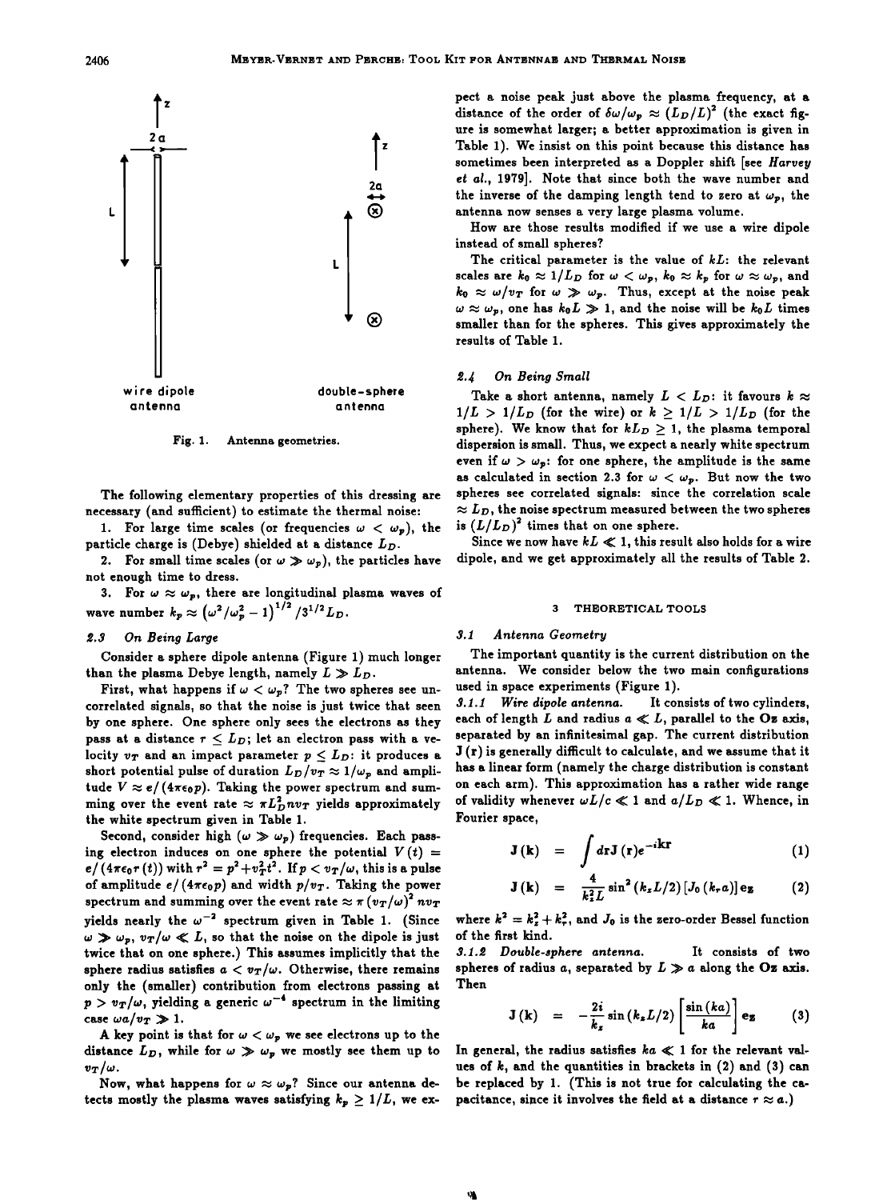Fig. 1. Antenna geometries.

The following elementary properties of this dressing are necessary (and sufficient) to estimate the thermal noise:

1. For large time scales (or frequencies $\omega < \omega_p$), the particle charge is (Debye) shielded at a distance $L_D$.
2. For small time scales (or $\omega \gg \omega_p$), the particles have not enough time to dress.
3. For $\omega \approx \omega_p$, there are longitudinal plasma waves of wave number $k_p \approx \left(\omega^2/\omega_p^2 - 1\right)^{1/2}/3^{1/2}L_D$.

### 2.3 On Being Large

Consider a sphere dipole antenna (Figure 1) much longer than the plasma Debye length, namely $L \gg L_D$.

First, what happens if $\omega < \omega_p$? The two spheres see uncorrelated signals, so that the noise is just twice that seen by one sphere. One sphere only sees the electrons as they pass at a distance $r \le L_D$; let an electron pass with a velocity $v_T$ and an impact parameter $p \le L_D$: it produces a short potential pulse of duration $L_D/v_T \approx 1/\omega_p$ and amplitude $V \approx e/(4\pi\epsilon_0 p)$. Taking the power spectrum and summing over the event rate $\approx \pi L_D^2 n v_T$ yields approximately the white spectrum given in Table 1.

Second, consider high ($\omega \gg \omega_p$) frequencies. Each passing electron induces on one sphere the potential $V(t) = e/(4\pi\epsilon_0 r(t))$ with $r^2 = p^2 + v_T^2 t^2$. If $p < v_T/\omega$, this is a pulse of amplitude $e/(4\pi\epsilon_0 p)$ and width $p/v_T$. Taking the power spectrum and summing over the event rate $\approx \pi (v_T/\omega)^2 n v_T$ yields nearly the $\omega^{-2}$ spectrum given in Table 1. (Since $\omega \gg \omega_p$, $v_T/\omega \ll L$, so that the noise on the dipole is just twice that on one sphere.) This assumes implicitly that the sphere radius satisfies $a < v_T/\omega$. Otherwise, there remains only the (smaller) contribution from electrons passing at $p > v_T/\omega$, yielding a generic $\omega^{-4}$ spectrum in the limiting case $\omega a/v_T \gg 1$.

A key point is that for $\omega < \omega_p$ we see electrons up to the distance $L_D$, while for $\omega \gg \omega_p$ we mostly see them up to $v_T/\omega$.

Now, what happens for $\omega \approx \omega_p$? Since our antenna detects mostly the plasma waves satisfying $k_p \ge 1/L$, we expect a noise peak just above the plasma frequency, at a distance of the order of $\delta\omega/\omega_p \approx (L_D/L)^2$ (the exact figure is somewhat larger; a better approximation is given in Table 1). We insist on this point because this distance has sometimes been interpreted as a Doppler shift [see *Harvey et al.*, 1979]. Note that since both the wave number and the inverse of the damping length tend to zero at $\omega_p$, the antenna now senses a very large plasma volume.

How are those results modified if we use a wire dipole instead of small spheres?

The critical parameter is the value of $kL$: the relevant scales are $k_0 \approx 1/L_D$ for $\omega < \omega_p$, $k_0 \approx k_p$ for $\omega \approx \omega_p$, and $k_0 \approx \omega/v_T$ for $\omega \gg \omega_p$. Thus, except at the noise peak $\omega \approx \omega_p$, one has $k_0 L \gg 1$, and the noise will be $k_0 L$ times smaller than for the spheres. This gives approximately the results of Table 1.

### 2.4 On Being Small

Take a short antenna, namely $L < L_D$: it favours $k \approx 1/L > 1/L_D$ (for the wire) or $k \ge 1/L > 1/L_D$ (for the sphere). We know that for $kL_D \ge 1$, the plasma temporal dispersion is small. Thus, we expect a nearly white spectrum even if $\omega > \omega_p$: for one sphere, the amplitude is the same as calculated in section 2.3 for $\omega < \omega_p$. But now the two spheres see correlated signals: since the correlation scale $\approx L_D$, the noise spectrum measured between the two spheres is $(L/L_D)^2$ times that on one sphere.

Since we now have $kL \ll 1$, this result also holds for a wire dipole, and we get approximately all the results of Table 2.

## 3 THEORETICAL TOOLS

### 3.1 Antenna Geometry

The important quantity is the current distribution on the antenna. We consider below the two main configurations used in space experiments (Figure 1).

*3.1.1 Wire dipole antenna.* It consists of two cylinders, each of length $L$ and radius $a \ll L$, parallel to the **Oz** axis, separated by an infinitesimal gap. The current distribution $\mathbf{J}(\mathbf{r})$ is generally difficult to calculate, and we assume that it has a linear form (namely the charge distribution is constant on each arm). This approximation has a rather wide range of validity whenever $\omega L/c \ll 1$ and $a/L_D \ll 1$. Whence, in Fourier space,

$$\mathbf{J}(\mathbf{k}) = \int d\mathbf{r} \mathbf{J}(\mathbf{r}) e^{-i\mathbf{k}\mathbf{r}} \tag{1}$$

$$\mathbf{J}(\mathbf{k}) = \frac{4}{k_z^2 L} \sin^2(k_z L/2) \left[J_0(k_r a)\right] \mathbf{e_z} \tag{2}$$

where $k^2 = k_z^2 + k_r^2$, and $J_0$ is the zero-order Bessel function of the first kind.

*3.1.2 Double-sphere antenna.* It consists of two spheres of radius $a$, separated by $L \gg a$ along the **Oz** axis. Then

$$\mathbf{J}(\mathbf{k}) = -\frac{2i}{k_z} \sin(k_z L/2) \left[\frac{\sin(ka)}{ka}\right] \mathbf{e_z} \tag{3}$$

In general, the radius satisfies $ka \ll 1$ for the relevant values of $k$, and the quantities in brackets in (2) and (3) can be replaced by 1. (This is not true for calculating the capacitance, since it involves the field at a distance $r \approx a$.)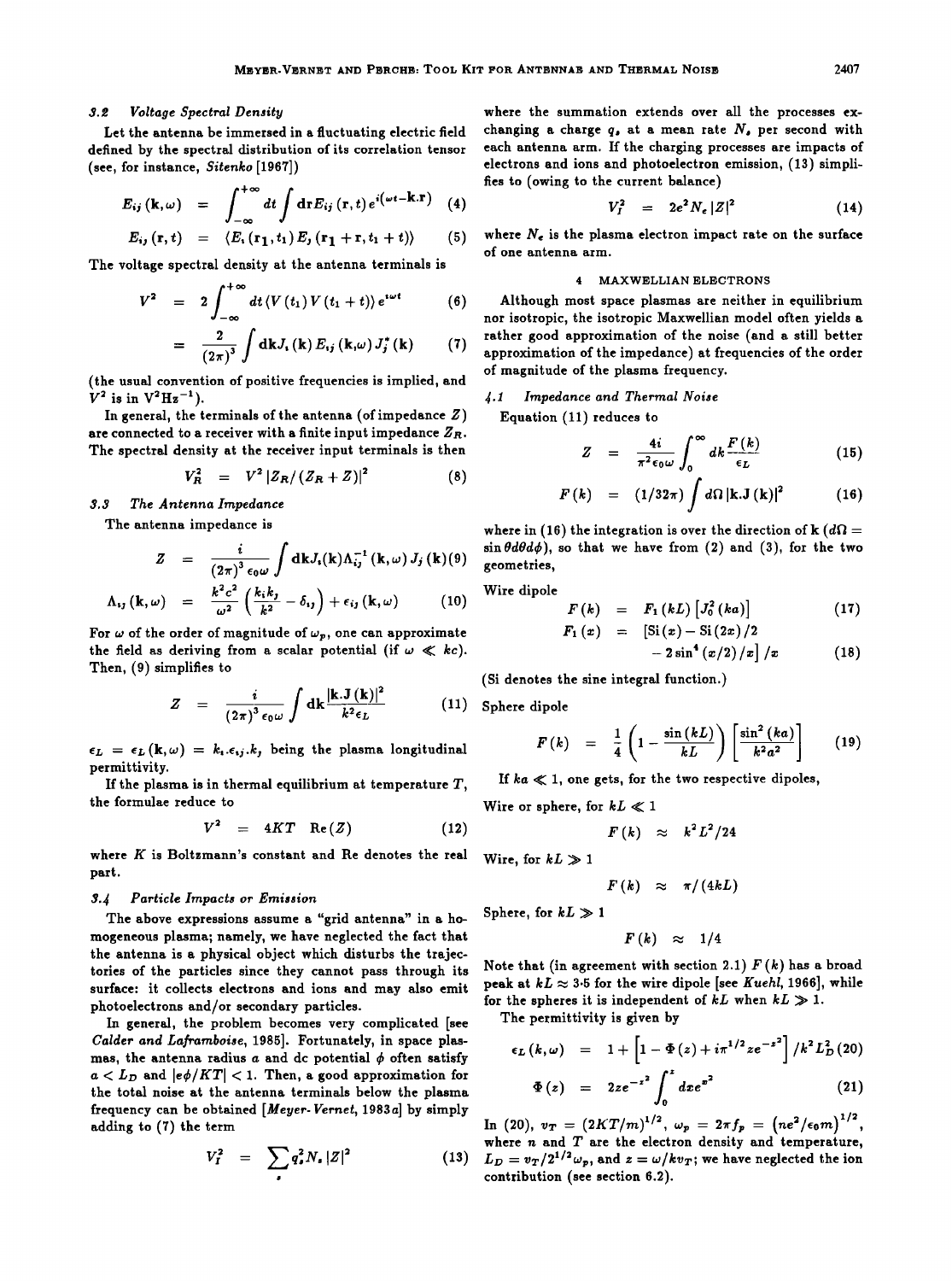### 3.2 Voltage Spectral Density

Let the antenna be immersed in a fluctuating electric field defined by the spectral distribution of its correlation tensor (see, for instance, *Sitenko* [1967])

$$E_{ij}(\mathbf{k},\omega) = \int_{-\infty}^{+\infty} dt \int d\mathbf{r} E_{ij}(\mathbf{r},t)\, e^{i(\omega t - \mathbf{k}.\mathbf{r})} \quad (4)$$

$$E_{ij}(\mathbf{r},t) = \langle E_i(\mathbf{r_1},t_1)\, E_j(\mathbf{r_1}+\mathbf{r},t_1+t)\rangle \quad (5)$$

The voltage spectral density at the antenna terminals is

$$V^2 = 2\int_{-\infty}^{+\infty} dt \langle V(t_1)\, V(t_1+t)\rangle e^{i\omega t} \quad (6)$$

$$= \frac{2}{(2\pi)^3}\int d\mathbf{k} J_i(\mathbf{k})\, E_{ij}(\mathbf{k},\omega)\, J_j^*(\mathbf{k}) \quad (7)$$

(the usual convention of positive frequencies is implied, and $V^2$ is in $V^2Hz^{-1}$).

In general, the terminals of the antenna (of impedance $Z$) are connected to a receiver with a finite input impedance $Z_R$. The spectral density at the receiver input terminals is then

$$V_R^2 = V^2 \left| Z_R/(Z_R+Z)\right|^2 \quad (8)$$

### 3.3 The Antenna Impedance

The antenna impedance is

$$Z = \frac{i}{(2\pi)^3 \epsilon_0 \omega}\int d\mathbf{k} J_i(\mathbf{k})\Lambda_{ij}^{-1}(\mathbf{k},\omega)\, J_j(\mathbf{k}) \quad (9)$$

$$\Lambda_{ij}(\mathbf{k},\omega) = \frac{k^2c^2}{\omega^2}\left(\frac{k_ik_j}{k^2}-\delta_{ij}\right)+\epsilon_{ij}(\mathbf{k},\omega) \quad (10)$$

For $\omega$ of the order of magnitude of $\omega_p$, one can approximate the field as deriving from a scalar potential (if $\omega \ll kc$). Then, (9) simplifies to

$$Z = \frac{i}{(2\pi)^3\epsilon_0\omega}\int d\mathbf{k}\frac{|\mathbf{k}.\mathbf{J}(\mathbf{k})|^2}{k^2\epsilon_L} \quad (11)$$

$\epsilon_L = \epsilon_L(\mathbf{k},\omega) = k_i.\epsilon_{ij}.k_j$ being the plasma longitudinal permittivity.

If the plasma is in thermal equilibrium at temperature $T$, the formulae reduce to

$$V^2 = 4KT \ \ \mathrm{Re}(Z) \quad (12)$$

where $K$ is Boltzmann's constant and Re denotes the real part.

### 3.4 Particle Impacts or Emission

The above expressions assume a "grid antenna" in a homogeneous plasma; namely, we have neglected the fact that the antenna is a physical object which disturbs the trajectories of the particles since they cannot pass through its surface: it collects electrons and ions and may also emit photoelectrons and/or secondary particles.

In general, the problem becomes very complicated [see *Calder and Laframboise*, 1985]. Fortunately, in space plasmas, the antenna radius $a$ and dc potential $\phi$ often satisfy $a < L_D$ and $|e\phi/KT| < 1$. Then, a good approximation for the total noise at the antenna terminals below the plasma frequency can be obtained [*Meyer-Vernet*, 1983a] by simply adding to (7) the term

$$V_I^2 = \sum_s q_s^2 N_s |Z|^2 \quad (13)$$

where the summation extends over all the processes exchanging a charge $q_s$ at a mean rate $N_s$ per second with each antenna arm. If the charging processes are impacts of electrons and ions and photoelectron emission, (13) simplifies to (owing to the current balance)

$$V_I^2 = 2e^2N_e|Z|^2 \quad (14)$$

where $N_e$ is the plasma electron impact rate on the surface of one antenna arm.

## 4 MAXWELLIAN ELECTRONS

Although most space plasmas are neither in equilibrium nor isotropic, the isotropic Maxwellian model often yields a rather good approximation of the noise (and a still better approximation of the impedance) at frequencies of the order of magnitude of the plasma frequency.

### 4.1 Impedance and Thermal Noise

Equation (11) reduces to

$$Z = \frac{4i}{\pi^2\epsilon_0\omega}\int_0^\infty dk\frac{F(k)}{\epsilon_L} \quad (15)$$

$$F(k) = (1/32\pi)\int d\Omega\, |\mathbf{k}.\mathbf{J}(\mathbf{k})|^2 \quad (16)$$

where in (16) the integration is over the direction of $\mathbf{k}$ ($d\Omega = \sin\theta d\theta d\phi$), so that we have from (2) and (3), for the two geometries,

Wire dipole

$$F(k) = F_1(kL)\left[J_0^2(ka)\right] \quad (17)$$

$$F_1(x) = \left[\mathrm{Si}(x) - \mathrm{Si}(2x)/2 - 2\sin^4(x/2)/x\right]/x \quad (18)$$

(Si denotes the sine integral function.)

Sphere dipole

$$F(k) = \frac{1}{4}\left(1-\frac{\sin(kL)}{kL}\right)\left[\frac{\sin^2(ka)}{k^2a^2}\right] \quad (19)$$

If $ka \ll 1$, one gets, for the two respective dipoles,

Wire or sphere, for $kL \ll 1$

$$F(k) \approx k^2L^2/24$$

Wire, for $kL \gg 1$

$$F(k) \approx \pi/(4kL)$$

Sphere, for $kL \gg 1$

$$F(k) \approx 1/4$$

Note that (in agreement with section 2.1) $F(k)$ has a broad peak at $kL \approx 3{\cdot}5$ for the wire dipole [see *Kuehl*, 1966], while for the spheres it is independent of $kL$ when $kL \gg 1$.

The permittivity is given by

$$\epsilon_L(k,\omega) = 1+\left[1-\Phi(z)+i\pi^{1/2}ze^{-z^2}\right]/k^2L_D^2 \quad (20)$$

$$\Phi(z) = 2ze^{-z^2}\int_0^z dx e^{x^2} \quad (21)$$

In (20), $v_T = (2KT/m)^{1/2}$, $\omega_p = 2\pi f_p = \left(ne^2/\epsilon_0 m\right)^{1/2}$, where $n$ and $T$ are the electron density and temperature, $L_D = v_T/2^{1/2}\omega_p$, and $z = \omega/kv_T$; we have neglected the ion contribution (see section 6.2).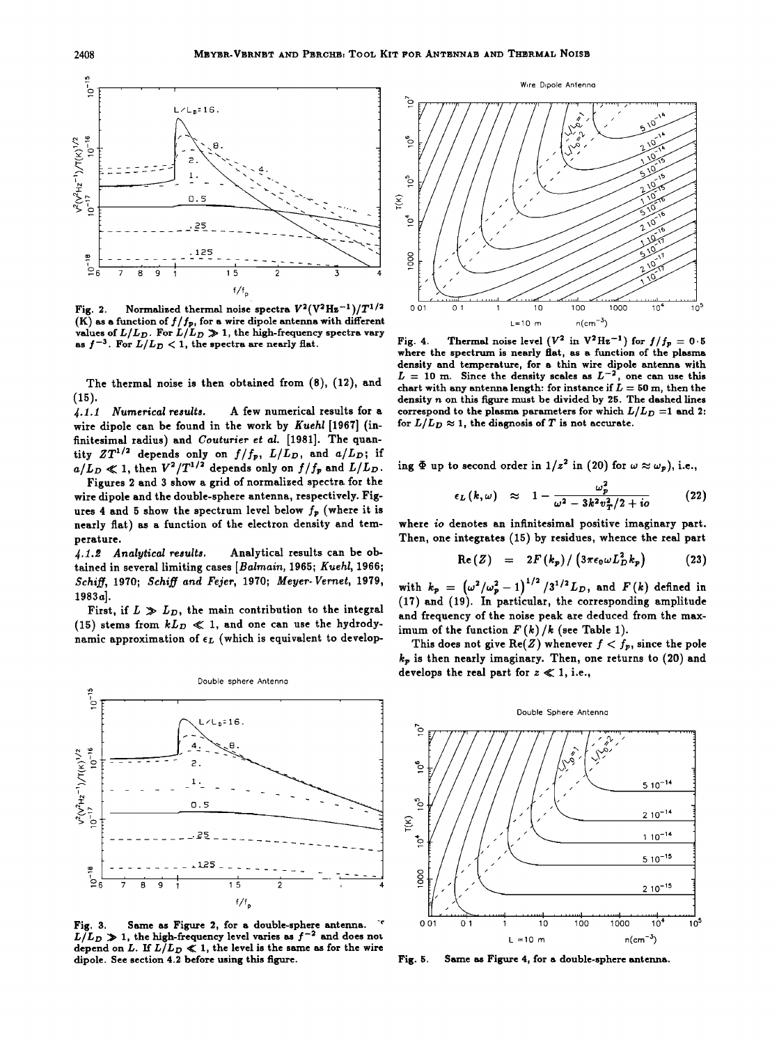Fig. 2. Normalized thermal noise spectra $V^2(\mathrm{V^2Hz^{-1}})/T^{1/2}$ (K) as a function of $f/f_p$, for a wire dipole antenna with different values of $L/L_D$. For $L/L_D \gg 1$, the high-frequency spectra vary as $f^{-3}$. For $L/L_D < 1$, the spectra are nearly flat.

Fig. 4. Thermal noise level ($V^2$ in $\mathrm{V^2Hz^{-1}}$) for $f/f_p = 0{\cdot}5$ where the spectrum is nearly flat, as a function of the plasma density and temperature, for a thin wire dipole antenna with $L = 10$ m. Since the density scales as $L^{-2}$, one can use this chart with any antenna length: for instance if $L = 50$ m, then the density $n$ on this figure must be divided by 25. The dashed lines correspond to the plasma parameters for which $L/L_D = 1$ and 2: for $L/L_D \approx 1$, the diagnosis of $T$ is not accurate.

The thermal noise is then obtained from (8), (12), and (15).

*4.1.1 Numerical results.* A few numerical results for a wire dipole can be found in the work by *Kuehl* [1967] (infinitesimal radius) and *Couturier et al.* [1981]. The quantity $ZT^{1/2}$ depends only on $f/f_p$, $L/L_D$, and $a/L_D$; if $a/L_D \ll 1$, then $V^2/T^{1/2}$ depends only on $f/f_p$ and $L/L_D$.

Figures 2 and 3 show a grid of normalized spectra for the wire dipole and the double-sphere antenna, respectively. Figures 4 and 5 show the spectrum level below $f_p$ (where it is nearly flat) as a function of the electron density and temperature.

*4.1.2 Analytical results.* Analytical results can be obtained in several limiting cases [*Balmain*, 1965; *Kuehl*, 1966; *Schiff*, 1970; *Schiff and Fejer*, 1970; *Meyer-Vernet*, 1979, 1983*a*].

First, if $L \gg L_D$, the main contribution to the integral (15) stems from $kL_D \ll 1$, and one can use the hydrodynamic approximation of $\epsilon_L$ (which is equivalent to developing $\Phi$ up to second order in $1/z^2$ in (20) for $\omega \approx \omega_p$), i.e.,

$$\epsilon_L(k,\omega) \approx 1 - \frac{\omega_p^2}{\omega^2 - 3k^2 v_T^2/2 + io} \qquad (22)$$

where $io$ denotes an infinitesimal positive imaginary part. Then, one integrates (15) by residues, whence the real part

$$\mathrm{Re}(Z) = 2F(k_p)/\left(3\pi\epsilon_0 \omega L_D^2 k_p\right) \qquad (23)$$

with $k_p = \left(\omega^2/\omega_p^2 - 1\right)^{1/2}/3^{1/2}L_D$, and $F(k)$ defined in (17) and (19). In particular, the corresponding amplitude and frequency of the noise peak are deduced from the maximum of the function $F(k)/k$ (see Table 1).

This does not give $\mathrm{Re}(Z)$ whenever $f < f_p$, since the pole $k_p$ is then nearly imaginary. Then, one returns to (20) and develops the real part for $z \ll 1$, i.e.,

Fig. 3. Same as Figure 2, for a double-sphere antenna. If $L/L_D \gg 1$, the high-frequency level varies as $f^{-2}$ and does not depend on $L$. If $L/L_D \ll 1$, the level is the same as for the wire dipole. See section 4.2 before using this figure.

Fig. 5. Same as Figure 4, for a double-sphere antenna.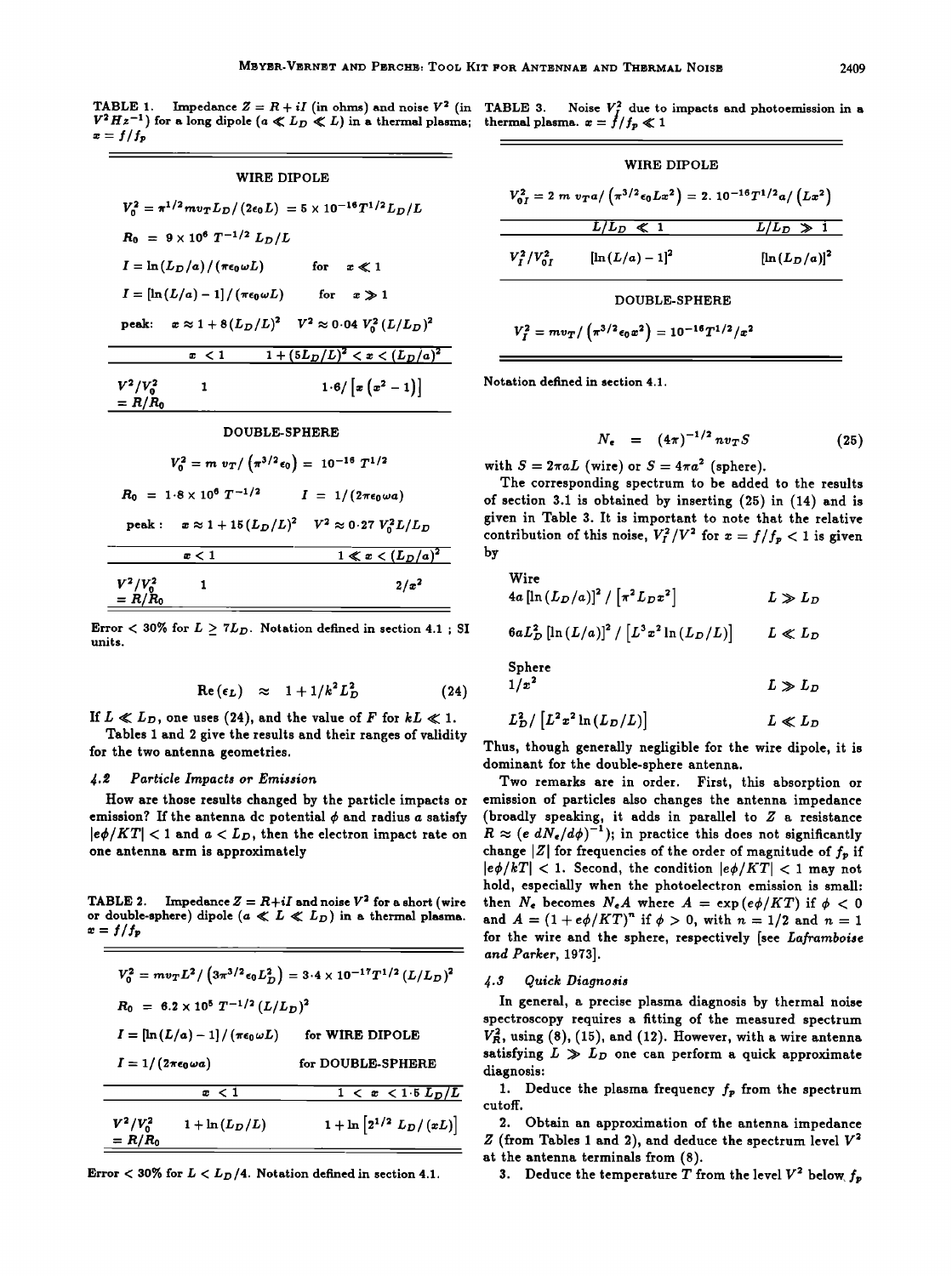TABLE 1. Impedance $Z = R + iI$ (in ohms) and noise $V^2$ (in $V^2 Hz^{-1}$) for a long dipole ($a \ll L_D \ll L$) in a thermal plasma; $x = f/f_p$

**WIRE DIPOLE**

$$V_0^2 = \pi^{1/2} m v_T L_D / (2\epsilon_0 L) = 5 \times 10^{-16} T^{1/2} L_D / L$$

$$R_0 = 9 \times 10^6 \; T^{-1/2} \; L_D/L$$

$I = \ln(L_D/a)/(\pi\epsilon_0 \omega L)$ for $x \ll 1$

$I = [\ln(L/a) - 1]/(\pi\epsilon_0 \omega L)$ for $x \gg 1$

peak: $x \approx 1 + 8(L_D/L)^2$ $\quad V^2 \approx 0{\cdot}04 \; V_0^2 (L/L_D)^2$

| | $x < 1$ | $1 + (5L_D/L)^2 < x < (L_D/a)^2$ |
|---|---|---|
| $V^2/V_0^2 = R/R_0$ | 1 | $1{\cdot}6/\left[x\left(x^2 - 1\right)\right]$ |

**DOUBLE-SPHERE**

$$V_0^2 = m \, v_T / \left(\pi^{3/2}\epsilon_0\right) = 10^{-16} \; T^{1/2}$$

$R_0 = 1{\cdot}8 \times 10^6 \; T^{-1/2}$ $\quad I = 1/(2\pi\epsilon_0 \omega a)$

peak: $x \approx 1 + 15(L_D/L)^2$ $\quad V^2 \approx 0{\cdot}27 \; V_0^2 L/L_D$

| | $x < 1$ | $1 \ll x < (L_D/a)^2$ |
|---|---|---|
| $V^2/V_0^2 = R/R_0$ | 1 | $2/x^2$ |

Error < 30% for $L \geq 7L_D$. Notation defined in section 4.1 ; SI units.

$$\mathrm{Re}(\epsilon_L) \approx 1 + 1/k^2 L_D^2 \tag{24}$$

If $L \ll L_D$, one uses (24), and the value of $F$ for $kL \ll 1$.

Tables 1 and 2 give the results and their ranges of validity for the two antenna geometries.

### 4.2 Particle Impacts or Emission

How are those results changed by the particle impacts or emission? If the antenna dc potential $\phi$ and radius $a$ satisfy $|e\phi/KT| < 1$ and $a < L_D$, then the electron impact rate on one antenna arm is approximately

TABLE 2. Impedance $Z = R + iI$ and noise $V^2$ for a short (wire or double-sphere) dipole ($a \ll L \ll L_D$) in a thermal plasma. $x = f/f_p$

$$V_0^2 = m v_T L^2 / \left(3\pi^{3/2}\epsilon_0 L_D^2\right) = 3{\cdot}4 \times 10^{-17} T^{1/2} (L/L_D)^2$$

$$R_0 = 6.2 \times 10^5 \; T^{-1/2} (L/L_D)^2$$

$I = [\ln(L/a) - 1]/(\pi\epsilon_0 \omega L)$ for WIRE DIPOLE

$I = 1/(2\pi\epsilon_0 \omega a)$ for DOUBLE-SPHERE

| | $x < 1$ | $1 < x < 1{\cdot}5 \; L_D/L$ |
|---|---|---|
| $V^2/V_0^2 = R/R_0$ | $1 + \ln(L_D/L)$ | $1 + \ln\left[2^{1/2} \, L_D/(xL)\right]$ |

Error < 30% for $L < L_D/4$. Notation defined in section 4.1.

TABLE 3. Noise $V_I^2$ due to impacts and photoemission in a thermal plasma. $x = f/f_p \ll 1$

**WIRE DIPOLE**

$$V_{0I}^2 = 2 \; m \; v_T a / \left(\pi^{3/2}\epsilon_0 L x^2\right) = 2.\, 10^{-16} T^{1/2} a / \left(L x^2\right)$$

| | $L/L_D \ll 1$ | $L/L_D \gg 1$ |
|---|---|---|
| $V_I^2/V_{0I}^2$ | $[\ln(L/a) - 1]^2$ | $[\ln(L_D/a)]^2$ |

**DOUBLE-SPHERE**

$$V_I^2 = m v_T / \left(\pi^{3/2}\epsilon_0 x^2\right) = 10^{-16} T^{1/2}/x^2$$

Notation defined in section 4.1.

$$N_e = (4\pi)^{-1/2} \, n v_T S \tag{25}$$

with $S = 2\pi a L$ (wire) or $S = 4\pi a^2$ (sphere).

The corresponding spectrum to be added to the results of section 3.1 is obtained by inserting (25) in (14) and is given in Table 3. It is important to note that the relative contribution of this noise, $V_I^2/V^2$ for $x = f/f_p < 1$ is given by

Wire

$4a\,[\ln(L_D/a)]^2 / \left[\pi^2 L_D x^2\right]$ $\quad L \gg L_D$

$6aL_D^2\,[\ln(L/a)]^2 / \left[L^3 x^2 \ln(L_D/L)\right]$ $\quad L \ll L_D$

Sphere

$1/x^2$ $\quad L \gg L_D$

$L_D^2 / \left[L^2 x^2 \ln(L_D/L)\right]$ $\quad L \ll L_D$

Thus, though generally negligible for the wire dipole, it is dominant for the double-sphere antenna.

Two remarks are in order. First, this absorption or emission of particles also changes the antenna impedance (broadly speaking, it adds in parallel to $Z$ a resistance $R \approx (e \; dN_e/d\phi)^{-1}$); in practice this does not significantly change $|Z|$ for frequencies of the order of magnitude of $f_p$ if $|e\phi/KT| < 1$. Second, the condition $|e\phi/kT| < 1$ may not hold, especially when the photoelectron emission is small: then $N_e$ becomes $N_e A$ where $A = \exp(e\phi/KT)$ if $\phi < 0$ and $A = (1 + e\phi/KT)^n$ if $\phi > 0$, with $n = 1/2$ and $n = 1$ for the wire and the sphere, respectively [see *Laframboise and Parker*, 1973].

### 4.3 Quick Diagnosis

In general, a precise plasma diagnosis by thermal noise spectroscopy requires a fitting of the measured spectrum $V_R^2$, using (8), (15), and (12). However, with a wire antenna satisfying $L \gg L_D$ one can perform a quick approximate diagnosis:

1. Deduce the plasma frequency $f_p$ from the spectrum cutoff.

2. Obtain an approximation of the antenna impedance $Z$ (from Tables 1 and 2), and deduce the spectrum level $V^2$ at the antenna terminals from (8).

3. Deduce the temperature $T$ from the level $V^2$ below $f_p$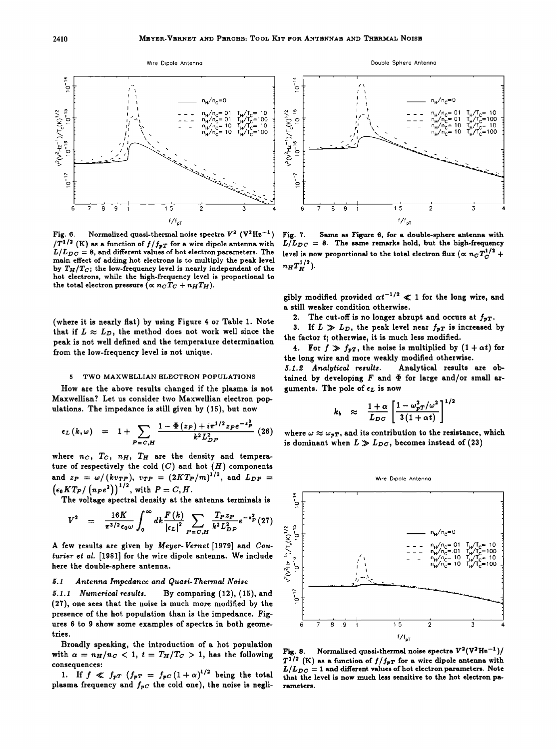Fig. 6. Normalized quasi-thermal noise spectra $V^2$ ($\mathrm{V^2Hz^{-1}}$) $/T^{1/2}$ (K) as a function of $f/f_{pT}$ for a wire dipole antenna with $L/L_{DC} = 8$, and different values of hot electron parameters. The main effect of adding hot electrons is to multiply the peak level by $T_H/T_C$; the low-frequency level is nearly independent of the hot electrons, while the high-frequency level is proportional to the total electron pressure ($\propto n_C T_C + n_H T_H$).

Fig. 7. Same as Figure 6, for a double-sphere antenna with $L/L_{DC} = 8$. The same remarks hold, but the high-frequency level is now proportional to the total electron flux ($\propto n_C T_C^{1/2} + n_H T_H^{1/2}$).

(where it is nearly flat) by using Figure 4 or Table 1. Note that if $L \approx L_D$, the method does not work well since the peak is not well defined and the temperature determination from the low-frequency level is not unique.

## 5 TWO MAXWELLIAN ELECTRON POPULATIONS

How are the above results changed if the plasma is not Maxwellian? Let us consider two Maxwellian electron populations. The impedance is still given by (15), but now

$$\epsilon_L(k,\omega) = 1 + \sum_{P=C,H} \frac{1 - \Phi(z_P) + i\pi^{1/2} z_P e^{-z_P^2}}{k^2 L_{DP}^2} \quad (26)$$

where $n_C$, $T_C$, $n_H$, $T_H$ are the density and temperature of respectively the cold ($C$) and hot ($H$) components and $z_P = \omega/(k v_{TP})$, $v_{TP} = (2KT_P/m)^{1/2}$, and $L_{DP} = \left(\epsilon_0 K T_P/\left(n_P e^2\right)\right)^{1/2}$, with $P = C, H$.

The voltage spectral density at the antenna terminals is

$$V^2 = \frac{16K}{\pi^{3/2}\epsilon_0 \omega} \int_0^\infty dk \frac{F(k)}{|\epsilon_L|^2} \sum_{P=C,H} \frac{T_P z_P}{k^2 L_{DP}^2} e^{-z_P^2} \quad (27)$$

A few results are given by *Meyer-Vernet* [1979] and *Couturier et al.* [1981] for the wire dipole antenna. We include here the double-sphere antenna.

### 5.1 Antenna Impedance and Quasi-Thermal Noise

*5.1.1 Numerical results.* By comparing (12), (15), and (27), one sees that the noise is much more modified by the presence of the hot population than is the impedance. Figures 6 to 9 show some examples of spectra in both geometries.

Broadly speaking, the introduction of a hot population with $\alpha = n_H/n_C < 1$, $t = T_H/T_C > 1$, has the following consequences:

1. If $f \ll f_{pT}$ ($f_{pT} = f_{pC}(1+\alpha)^{1/2}$ being the total plasma frequency and $f_{pC}$ the cold one), the noise is negligibly modified provided $\alpha t^{-1/2} \ll 1$ for the long wire, and a still weaker condition otherwise.

2. The cut-off is no longer abrupt and occurs at $f_{pT}$.

3. If $L \gg L_D$, the peak level near $f_{pT}$ is increased by the factor $t$; otherwise, it is much less modified.

4. For $f \gg f_{pT}$, the noise is multiplied by $(1+\alpha t)$ for the long wire and more weakly modified otherwise.

*5.1.2 Analytical results.* Analytical results are obtained by developing $F$ and $\Phi$ for large and/or small arguments. The pole of $\epsilon_L$ is now

$$k_b \approx \frac{1+\alpha}{L_{DC}} \left[\frac{1-\omega_{pT}^2/\omega^2}{3(1+\alpha t)}\right]^{1/2}$$

where $\omega \approx \omega_{pT}$, and its contribution to the resistance, which is dominant when $L \gg L_{DC}$, becomes instead of (23)

Fig. 8. Normalized quasi-thermal noise spectra $V^2(\mathrm{V^2Hz^{-1}})/T^{1/2}$ (K) as a function of $f/f_{pT}$ for a wire dipole antenna with $L/L_{DC} = 1$ and different values of hot electron parameters. Note that the level is now much less sensitive to the hot electron parameters.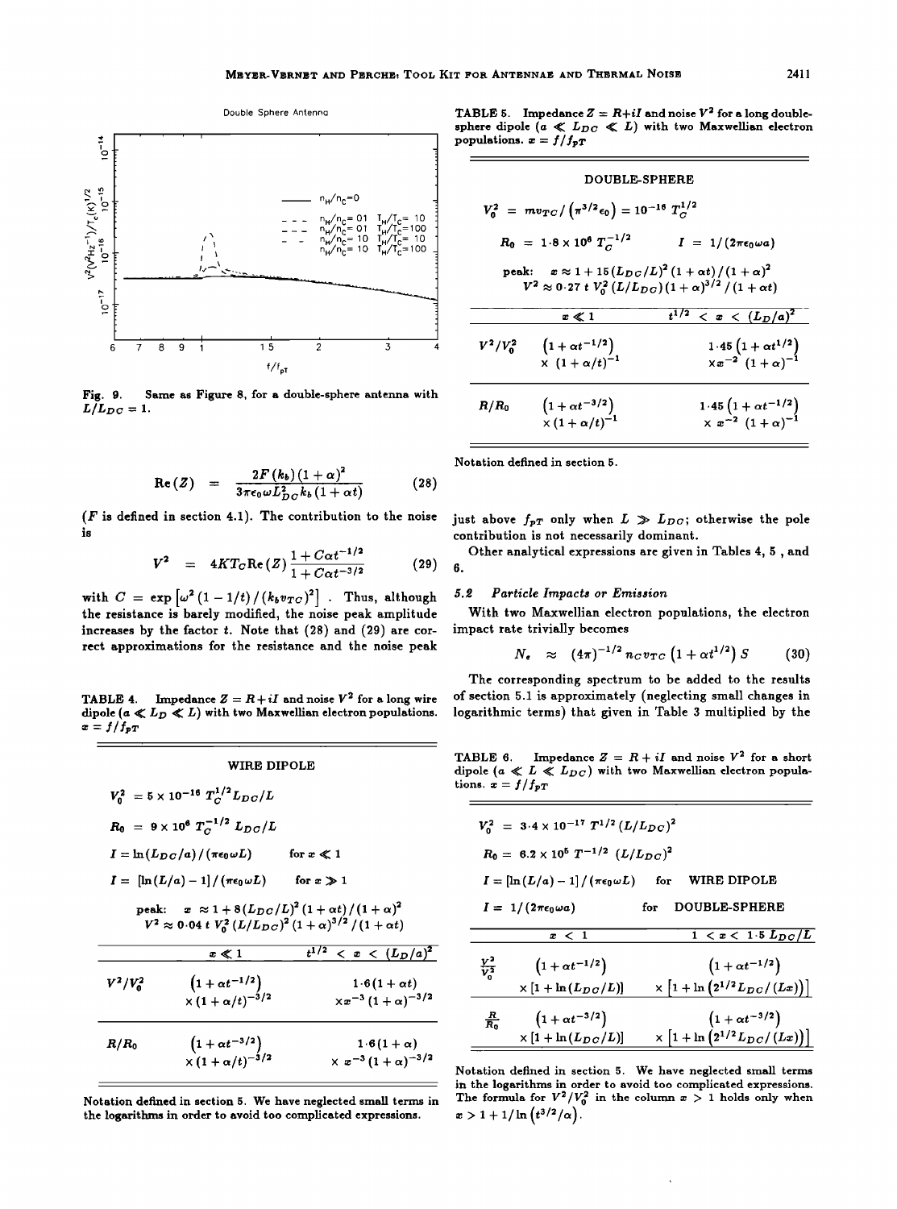Fig. 9. Same as Figure 8, for a double-sphere antenna with $L/L_{DC} = 1$.

$$\mathrm{Re}(Z) = \frac{2F(k_b)(1+\alpha)^2}{3\pi\epsilon_0 \omega L_{DC}^2 k_b (1+\alpha t)} \tag{28}$$

($F$ is defined in section 4.1). The contribution to the noise is

$$V^2 = 4KT_C \mathrm{Re}(Z) \frac{1 + C\alpha t^{-1/2}}{1 + C\alpha t^{-3/2}} \tag{29}$$

with $C = \exp\left[\omega^2 (1 - 1/t) / (k_b v_{TC})^2\right]$. Thus, although the resistance is barely modified, the noise peak amplitude increases by the factor $t$. Note that (28) and (29) are correct approximations for the resistance and the noise peak just above $f_{pT}$ only when $L \gg L_{DC}$; otherwise the pole contribution is not necessarily dominant.

Other analytical expressions are given in Tables 4, 5, and 6.

TABLE 4. Impedance $Z = R + iI$ and noise $V^2$ for a long wire dipole ($a \ll L_D \ll L$) with two Maxwellian electron populations. $x = f/f_{pT}$

**WIRE DIPOLE**

$V_0^2 = 5 \times 10^{-16}\, T_C^{1/2} L_{DC}/L$

$R_0 = 9 \times 10^6\, T_C^{-1/2}\, L_{DC}/L$

$I = \ln(L_{DC}/a)/(\pi\epsilon_0 \omega L)$ for $x \ll 1$

$I = [\ln(L/a) - 1]/(\pi\epsilon_0 \omega L)$ for $x \gg 1$

peak: $x \approx 1 + 8(L_{DC}/L)^2 (1+\alpha t)/(1+\alpha)^2$

$V^2 \approx 0{\cdot}04\, t\, V_0^2 (L/L_{DC})^2 (1+\alpha)^{3/2}/(1+\alpha t)$

| | $x \ll 1$ | $t^{1/2} < x < (L_D/a)^2$ |
|---|---|---|
| $V^2/V_0^2$ | $\left(1+\alpha t^{-1/2}\right) \times (1+\alpha/t)^{-3/2}$ | $1{\cdot}6(1+\alpha t) \times x^{-3}(1+\alpha)^{-3/2}$ |
| $R/R_0$ | $\left(1+\alpha t^{-3/2}\right) \times (1+\alpha/t)^{-3/2}$ | $1{\cdot}6(1+\alpha) \times x^{-3}(1+\alpha)^{-3/2}$ |

Notation defined in section 5. We have neglected small terms in the logarithms in order to avoid too complicated expressions.

TABLE 5. Impedance $Z = R + iI$ and noise $V^2$ for a long double-sphere dipole ($a \ll L_{DC} \ll L$) with two Maxwellian electron populations. $x = f/f_{pT}$

**DOUBLE-SPHERE**

$V_0^2 = m v_{TC}/\left(\pi^{3/2}\epsilon_0\right) = 10^{-16}\, T_C^{1/2}$

$R_0 = 1{\cdot}8 \times 10^6\, T_C^{-1/2}$ $\qquad I = 1/(2\pi\epsilon_0 \omega a)$

peak: $x \approx 1 + 15(L_{DC}/L)^2 (1+\alpha t)/(1+\alpha)^2$

$V^2 \approx 0{\cdot}27\, t\, V_0^2 (L/L_{DC})(1+\alpha)^{3/2}/(1+\alpha t)$

| | $x \ll 1$ | $t^{1/2} < x < (L_D/a)^2$ |
|---|---|---|
| $V^2/V_0^2$ | $\left(1+\alpha t^{-1/2}\right) \times (1+\alpha/t)^{-1}$ | $1{\cdot}45\left(1+\alpha t^{1/2}\right) \times x^{-2}(1+\alpha)^{-1}$ |
| $R/R_0$ | $\left(1+\alpha t^{-3/2}\right) \times (1+\alpha/t)^{-1}$ | $1{\cdot}45\left(1+\alpha t^{-1/2}\right) \times x^{-2}(1+\alpha)^{-1}$ |

Notation defined in section 5.

### 5.2 Particle Impacts or Emission

With two Maxwellian electron populations, the electron impact rate trivially becomes

$$N_e \approx (4\pi)^{-1/2} n_C v_{TC} \left(1 + \alpha t^{1/2}\right) S \tag{30}$$

The corresponding spectrum to be added to the results of section 5.1 is approximately (neglecting small changes in logarithmic terms) that given in Table 3 multiplied by the

TABLE 6. Impedance $Z = R + iI$ and noise $V^2$ for a short dipole ($a \ll L \ll L_{DC}$) with two Maxwellian electron populations. $x = f/f_{pT}$

$V_0^2 = 3{\cdot}4 \times 10^{-17}\, T^{1/2} (L/L_{DC})^2$

$R_0 = 6{\cdot}2 \times 10^5\, T^{-1/2}\, (L/L_{DC})^2$

$I = [\ln(L/a) - 1]/(\pi\epsilon_0 \omega L)$ for WIRE DIPOLE

$I = 1/(2\pi\epsilon_0 \omega a)$ for DOUBLE-SPHERE

| | $x < 1$ | $1 < x < 1{\cdot}5\, L_{DC}/L$ |
|---|---|---|
| $\frac{V^2}{V_0^2}$ | $\left(1+\alpha t^{-1/2}\right) \times [1 + \ln(L_{DC}/L)]$ | $\left(1+\alpha t^{-1/2}\right) \times \left[1 + \ln\left(2^{1/2} L_{DC}/(Lx)\right)\right]$ |
| $\frac{R}{R_0}$ | $\left(1+\alpha t^{-3/2}\right) \times [1 + \ln(L_{DC}/L)]$ | $\left(1+\alpha t^{-3/2}\right) \times \left[1 + \ln\left(2^{1/2} L_{DC}/(Lx)\right)\right]$ |

Notation defined in section 5. We have neglected small terms in the logarithms in order to avoid too complicated expressions. The formula for $V^2/V_0^2$ in the column $x > 1$ holds only when $x > 1 + 1/\ln\left(t^{3/2}/\alpha\right)$.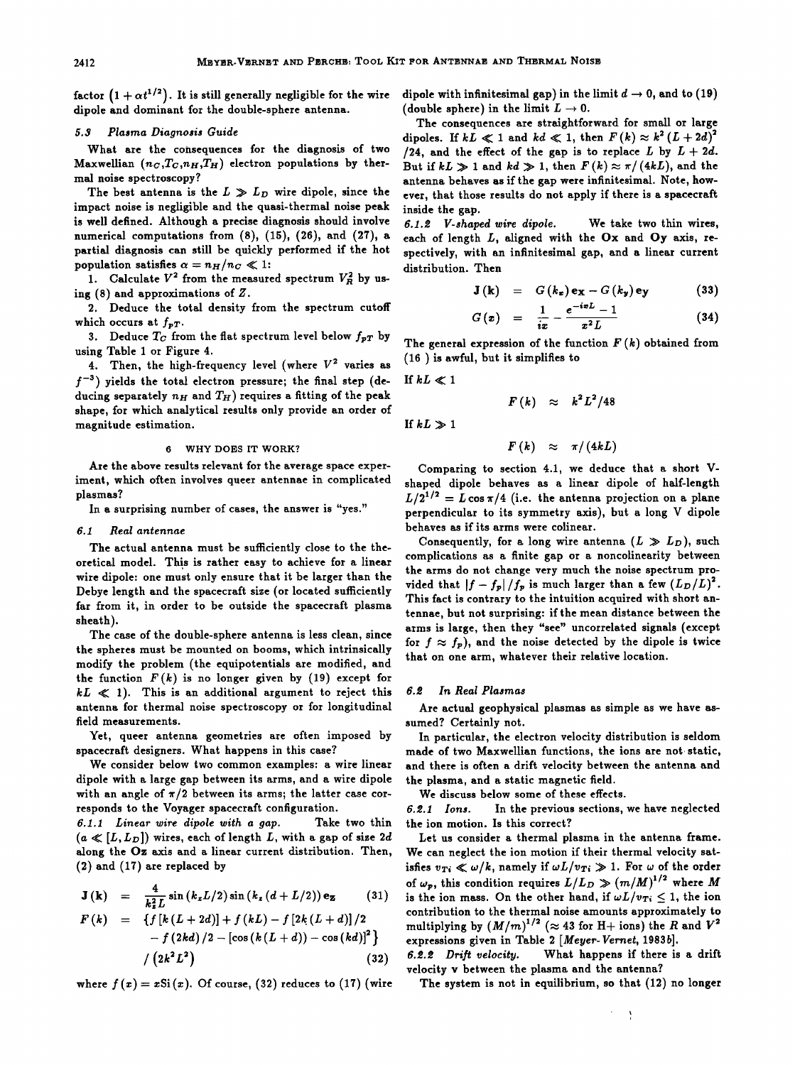factor $\left(1+\alpha t^{1/2}\right)$. It is still generally negligible for the wire dipole and dominant for the double-sphere antenna.

### 5.3 Plasma Diagnosis Guide

What are the consequences for the diagnosis of two Maxwellian ($n_C$,$T_C$,$n_H$,$T_H$) electron populations by thermal noise spectroscopy?

The best antenna is the $L \gg L_D$ wire dipole, since the impact noise is negligible and the quasi-thermal noise peak is well defined. Although a precise diagnosis should involve numerical computations from (8), (15), (26), and (27), a partial diagnosis can still be quickly performed if the hot population satisfies $\alpha = n_H/n_C \ll 1$:

1. Calculate $V^2$ from the measured spectrum $V_R^2$ by using (8) and approximations of $Z$.
2. Deduce the total density from the spectrum cutoff which occurs at $f_{pT}$.
3. Deduce $T_C$ from the flat spectrum level below $f_{pT}$ by using Table 1 or Figure 4.
4. Then, the high-frequency level (where $V^2$ varies as $f^{-3}$) yields the total electron pressure; the final step (deducing separately $n_H$ and $T_H$) requires a fitting of the peak shape, for which analytical results only provide an order of magnitude estimation.

## 6 WHY DOES IT WORK?

Are the above results relevant for the average space experiment, which often involves queer antennae in complicated plasmas?

In a surprising number of cases, the answer is "yes."

### 6.1 Real antennae

The actual antenna must be sufficiently close to the theoretical model. This is rather easy to achieve for a linear wire dipole: one must only ensure that it be larger than the Debye length and the spacecraft size (or located sufficiently far from it, in order to be outside the spacecraft plasma sheath).

The case of the double-sphere antenna is less clean, since the spheres must be mounted on booms, which intrinsically modify the problem (the equipotentials are modified, and the function $F(k)$ is no longer given by (19) except for $kL \ll 1$). This is an additional argument to reject this antenna for thermal noise spectroscopy or for longitudinal field measurements.

Yet, queer antenna geometries are often imposed by spacecraft designers. What happens in this case?

We consider below two common examples: a wire linear dipole with a large gap between its arms, and a wire dipole with an angle of $\pi/2$ between its arms; the latter case corresponds to the Voyager spacecraft configuration.

*6.1.1 Linear wire dipole with a gap.* Take two thin ($a \ll [L, L_D]$) wires, each of length $L$, with a gap of size $2d$ along the $\mathbf{Oz}$ axis and a linear current distribution. Then, (2) and (17) are replaced by

$$\mathbf{J}(\mathbf{k}) = \frac{4}{k_z^2 L}\sin\left(k_z L/2\right)\sin\left(k_z\left(d+L/2\right)\right)\mathbf{e_z} \tag{31}$$

$$\begin{aligned} F(k) = {} & \{f\left[k\left(L+2d\right)\right]+f\left(kL\right)-f\left[2k\left(L+d\right)\right]/2 \\ & -f\left(2kd\right)/2-\left[\cos\left(k\left(L+d\right)\right)-\cos\left(kd\right)\right]^2\} \\ & /\left(2k^2L^2\right) \end{aligned} \tag{32}$$

where $f(x) = x\mathrm{Si}(x)$. Of course, (32) reduces to (17) (wire dipole with infinitesimal gap) in the limit $d \to 0$, and to (19) (double sphere) in the limit $L \to 0$.

The consequences are straightforward for small or large dipoles. If $kL \ll 1$ and $kd \ll 1$, then $F(k) \approx k^2\left(L+2d\right)^2/24$, and the effect of the gap is to replace $L$ by $L+2d$. But if $kL \gg 1$ and $kd \gg 1$, then $F(k) \approx \pi/(4kL)$, and the antenna behaves as if the gap were infinitesimal. Note, however, that those results do not apply if there is a spacecraft inside the gap.

*6.1.2 V-shaped wire dipole.* We take two thin wires, each of length $L$, aligned with the $\mathbf{Ox}$ and $\mathbf{Oy}$ axis, respectively, with an infinitesimal gap, and a linear current distribution. Then

$$\mathbf{J}(\mathbf{k}) = G(k_x)\mathbf{e_x} - G(k_y)\mathbf{e_y} \tag{33}$$

$$G(x) = \frac{1}{ix} - \frac{e^{-ixL}-1}{x^2 L} \tag{34}$$

The general expression of the function $F(k)$ obtained from (16) is awful, but it simplifies to

If $kL \ll 1$

$$F(k) \approx k^2L^2/48$$

If $kL \gg 1$

$$F(k) \approx \pi/(4kL)$$

Comparing to section 4.1, we deduce that a short V-shaped dipole behaves as a linear dipole of half-length $L/2^{1/2} = L\cos\pi/4$ (i.e. the antenna projection on a plane perpendicular to its symmetry axis), but a long V dipole behaves as if its arms were colinear.

Consequently, for a long wire antenna ($L \gg L_D$), such complications as a finite gap or a noncolinearity between the arms do not change very much the noise spectrum provided that $|f - f_p|/f_p$ is much larger than a few $(L_D/L)^2$. This fact is contrary to the intuition acquired with short antennae, but not surprising: if the mean distance between the arms is large, then they "see" uncorrelated signals (except for $f \approx f_p$), and the noise detected by the dipole is twice that on one arm, whatever their relative location.

### 6.2 In Real Plasmas

Are actual geophysical plasmas as simple as we have assumed? Certainly not.

In particular, the electron velocity distribution is seldom made of two Maxwellian functions, the ions are not static, and there is often a drift velocity between the antenna and the plasma, and a static magnetic field.

We discuss below some of these effects.

*6.2.1 Ions.* In the previous sections, we have neglected the ion motion. Is this correct?

Let us consider a thermal plasma in the antenna frame. We can neglect the ion motion if their thermal velocity satisfies $v_{Ti} \ll \omega/k$, namely if $\omega L/v_{Ti} \gg 1$. For $\omega$ of the order of $\omega_p$, this condition requires $L/L_D \gg (m/M)^{1/2}$ where $M$ is the ion mass. On the other hand, if $\omega L/v_{Ti} \leq 1$, the ion contribution to the thermal noise amounts approximately to multiplying by $(M/m)^{1/2}$ ($\approx 43$ for H+ ions) the $R$ and $V^2$ expressions given in Table 2 [*Meyer-Vernet*, 1983*b*].

*6.2.2 Drift velocity.* What happens if there is a drift velocity $\mathbf{v}$ between the plasma and the antenna?

The system is not in equilibrium, so that (12) no longer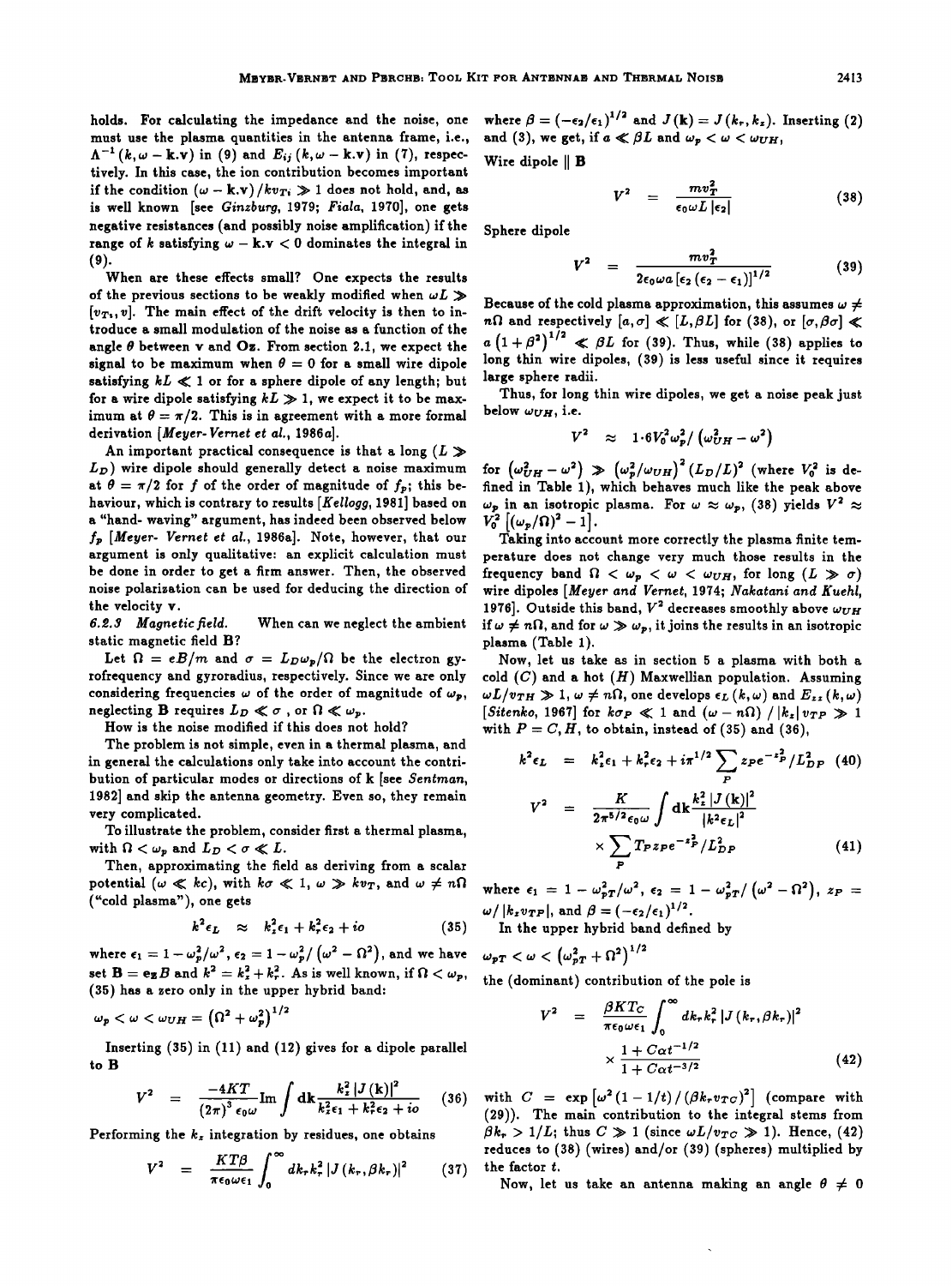holds. For calculating the impedance and the noise, one must use the plasma quantities in the antenna frame, i.e., $\Lambda^{-1}(k, \omega - \mathbf{k}.\mathbf{v})$ in (9) and $E_{ij}(k, \omega - \mathbf{k}.\mathbf{v})$ in (7), respectively. In this case, the ion contribution becomes important if the condition $(\omega - \mathbf{k}.\mathbf{v})/kv_{Ti} \gg 1$ does not hold, and, as is well known [see *Ginzburg*, 1979; *Fiala*, 1970], one gets negative resistances (and possibly noise amplification) if the range of $k$ satisfying $\omega - \mathbf{k}.\mathbf{v} < 0$ dominates the integral in (9).

When are these effects small? One expects the results of the previous sections to be weakly modified when $\omega L \gg [v_{Ti}, v]$. The main effect of the drift velocity is then to introduce a small modulation of the noise as a function of the angle $\theta$ between $\mathbf{v}$ and $Oz$. From section 2.1, we expect the signal to be maximum when $\theta = 0$ for a small wire dipole satisfying $kL \ll 1$ or for a sphere dipole of any length; but for a wire dipole satisfying $kL \gg 1$, we expect it to be maximum at $\theta = \pi/2$. This is in agreement with a more formal derivation [*Meyer-Vernet et al.*, 1986a].

An important practical consequence is that a long ($L \gg L_D$) wire dipole should generally detect a noise maximum at $\theta = \pi/2$ for $f$ of the order of magnitude of $f_p$; this behaviour, which is contrary to results [*Kellogg*, 1981] based on a "hand- waving" argument, has indeed been observed below $f_p$ [*Meyer- Vernet et al.*, 1986a]. Note, however, that our argument is only qualitative: an explicit calculation must be done in order to get a firm answer. Then, the observed noise polarization can be used for deducing the direction of the velocity $\mathbf{v}$.

*6.2.3 Magnetic field.* When can we neglect the ambient static magnetic field $\mathbf{B}$?

Let $\Omega = eB/m$ and $\sigma = L_D\omega_p/\Omega$ be the electron gyrofrequency and gyroradius, respectively. Since we are only considering frequencies $\omega$ of the order of magnitude of $\omega_p$, neglecting $\mathbf{B}$ requires $L_D \ll \sigma$ , or $\Omega \ll \omega_p$.

How is the noise modified if this does not hold?

The problem is not simple, even in a thermal plasma, and in general the calculations only take into account the contribution of particular modes or directions of $\mathbf{k}$ [see *Sentman*, 1982] and skip the antenna geometry. Even so, they remain very complicated.

To illustrate the problem, consider first a thermal plasma, with $\Omega < \omega_p$ and $L_D < \sigma \ll L$.

Then, approximating the field as deriving from a scalar potential ($\omega \ll kc$), with $k\sigma \ll 1$, $\omega \gg kv_T$, and $\omega \neq n\Omega$ ("cold plasma"), one gets

$$k^2\epsilon_L \approx k_z^2\epsilon_1 + k_r^2\epsilon_2 + io \tag{35}$$

where $\epsilon_1 = 1 - \omega_p^2/\omega^2$, $\epsilon_2 = 1 - \omega_p^2/\left(\omega^2 - \Omega^2\right)$, and we have set $\mathbf{B} = \mathbf{e_z}B$ and $k^2 = k_z^2 + k_r^2$. As is well known, if $\Omega < \omega_p$, (35) has a zero only in the upper hybrid band:

$$\omega_p < \omega < \omega_{UH} = \left(\Omega^2 + \omega_p^2\right)^{1/2}$$

Inserting (35) in (11) and (12) gives for a dipole parallel to $\mathbf{B}$

$$V^2 = \frac{-4KT}{(2\pi)^3\epsilon_0\omega}\mathrm{Im}\int d\mathbf{k}\frac{k_z^2\,|J(\mathbf{k})|^2}{k_z^2\epsilon_1 + k_r^2\epsilon_2 + io} \tag{36}$$

Performing the $k_z$ integration by residues, one obtains

$$V^2 = \frac{KT\beta}{\pi\epsilon_0\omega\epsilon_1}\int_0^\infty dk_r k_r^2\,|J(k_r, \beta k_r)|^2 \tag{37}$$

where $\beta = (-\epsilon_2/\epsilon_1)^{1/2}$ and $J(\mathbf{k}) = J(k_r, k_z)$. Inserting (2) and (3), we get, if $a \ll \beta L$ and $\omega_p < \omega < \omega_{UH}$,

Wire dipole $\parallel$ $\mathbf{B}$

$$V^2 = \frac{mv_T^2}{\epsilon_0\omega L\,|\epsilon_2|} \tag{38}$$

Sphere dipole

$$V^2 = \frac{mv_T^2}{2\epsilon_0\omega a\left[\epsilon_2\left(\epsilon_2 - \epsilon_1\right)\right]^{1/2}} \tag{39}$$

Because of the cold plasma approximation, this assumes $\omega \neq n\Omega$ and respectively $[a, \sigma] \ll [L, \beta L]$ for (38), or $[\sigma, \beta\sigma] \ll a\left(1 + \beta^2\right)^{1/2} \ll \beta L$ for (39). Thus, while (38) applies to long thin wire dipoles, (39) is less useful since it requires large sphere radii.

Thus, for long thin wire dipoles, we get a noise peak just below $\omega_{UH}$, i.e.

$$V^2 \approx 1{\cdot}6V_0^2\omega_p^2/\left(\omega_{UH}^2 - \omega^2\right)$$

for $\left(\omega_{UH}^2 - \omega^2\right) \gg \left(\omega_p^2/\omega_{UH}\right)^2(L_D/L)^2$ (where $V_0^2$ is defined in Table 1), which behaves much like the peak above $\omega_p$ in an isotropic plasma. For $\omega \approx \omega_p$, (38) yields $V^2 \approx V_0^2\left[(\omega_p/\Omega)^2 - 1\right]$.

Taking into account more correctly the plasma finite temperature does not change very much those results in the frequency band $\Omega < \omega_p < \omega < \omega_{UH}$, for long ($L \gg \sigma$) wire dipoles [*Meyer and Vernet*, 1974; *Nakatani and Kuehl*, 1976]. Outside this band, $V^2$ decreases smoothly above $\omega_{UH}$ if $\omega \neq n\Omega$, and for $\omega \gg \omega_p$, it joins the results in an isotropic plasma (Table 1).

Now, let us take as in section 5 a plasma with both a cold ($C$) and a hot ($H$) Maxwellian population. Assuming $\omega L/v_{TH} \gg 1$, $\omega \neq n\Omega$, one develops $\epsilon_L(k, \omega)$ and $E_{zz}(k, \omega)$ [*Sitenko*, 1967] for $k\sigma_P \ll 1$ and $(\omega - n\Omega)/|k_z|v_{TP} \gg 1$ with $P = C, H$, to obtain, instead of (35) and (36),

$$k^2\epsilon_L = k_z^2\epsilon_1 + k_r^2\epsilon_2 + i\pi^{1/2}\sum_P z_P e^{-z_P^2}/L_{DP}^2 \tag{40}$$

$$V^2 = \frac{K}{2\pi^{5/2}\epsilon_0\omega}\int d\mathbf{k}\frac{k_z^2\,|J(\mathbf{k})|^2}{|k^2\epsilon_L|^2} \times \sum_P T_P z_P e^{-z_P^2}/L_{DP}^2 \tag{41}$$

where $\epsilon_1 = 1 - \omega_{pT}^2/\omega^2$, $\epsilon_2 = 1 - \omega_{pT}^2/\left(\omega^2 - \Omega^2\right)$, $z_P = \omega/|k_z v_{TP}|$, and $\beta = (-\epsilon_2/\epsilon_1)^{1/2}$.

In the upper hybrid band defined by

$$\omega_{pT} < \omega < \left(\omega_{pT}^2 + \Omega^2\right)^{1/2}$$

the (dominant) contribution of the pole is

$$V^2 = \frac{\beta KT_C}{\pi\epsilon_0\omega\epsilon_1}\int_0^\infty dk_r k_r^2\,|J(k_r, \beta k_r)|^2 \times \frac{1 + C\alpha t^{-1/2}}{1 + C\alpha t^{-3/2}} \tag{42}$$

with $C = \exp\left[\omega^2(1 - 1/t)/(\beta k_r v_{TC})^2\right]$ (compare with (29)). The main contribution to the integral stems from $\beta k_r > 1/L$; thus $C \gg 1$ (since $\omega L/v_{TC} \gg 1$). Hence, (42) reduces to (38) (wires) and/or (39) (spheres) multiplied by the factor $t$.

Now, let us take an antenna making an angle $\theta \neq 0$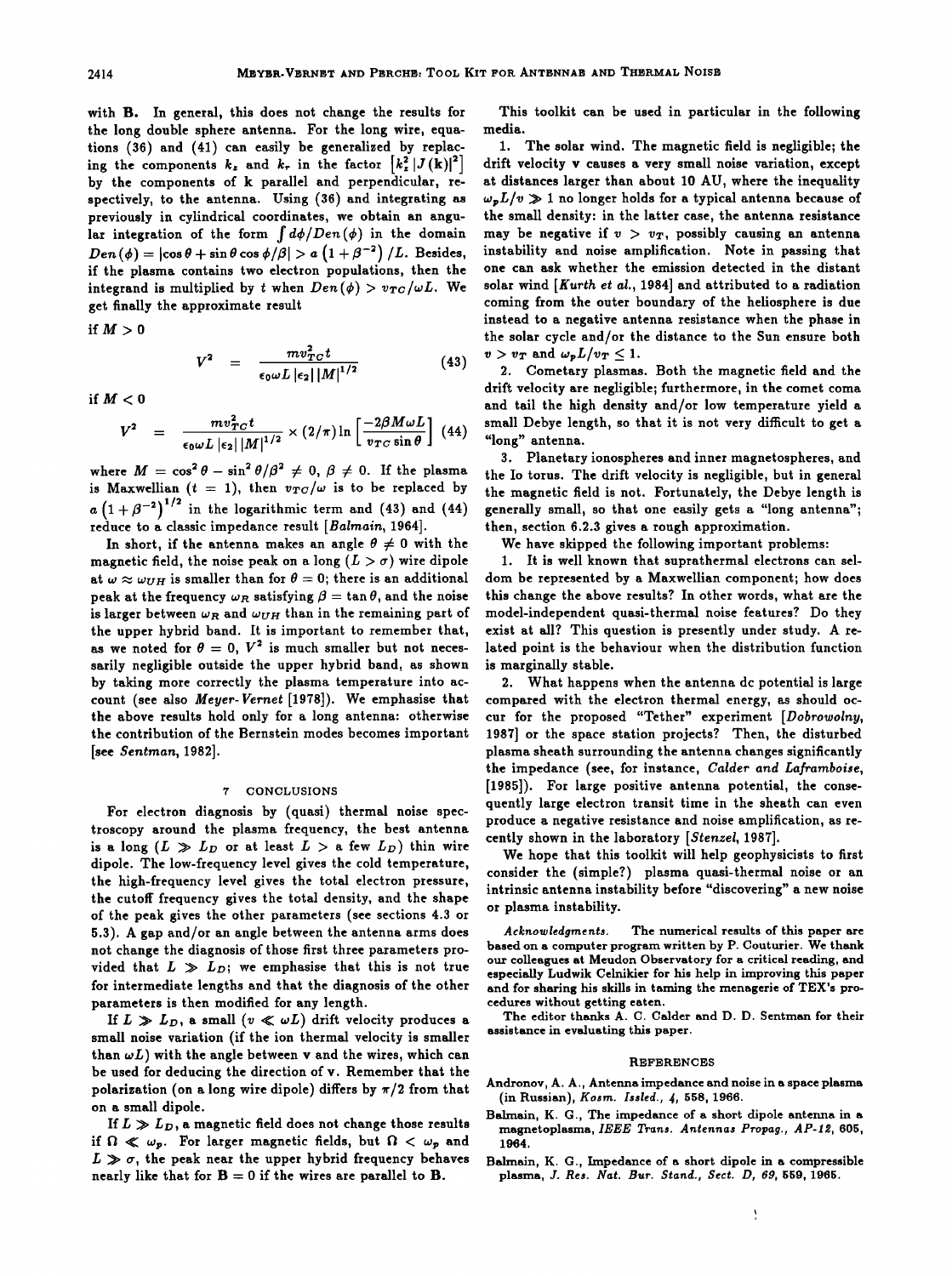with **B**. In general, this does not change the results for the long double sphere antenna. For the long wire, equations (36) and (41) can easily be generalized by replacing the components $k_z$ and $k_r$ in the factor $\left[k_z^2 |J(\mathbf{k})|^2\right]$ by the components of **k** parallel and perpendicular, respectively, to the antenna. Using (36) and integrating as previously in cylindrical coordinates, we obtain an angular integration of the form $\int d\phi / Den(\phi)$ in the domain $Den(\phi) = |\cos\theta + \sin\theta\cos\phi/\beta| > a\left(1+\beta^{-2}\right)/L$. Besides, if the plasma contains two electron populations, then the integrand is multiplied by $t$ when $Den(\phi) > v_{TC}/\omega L$. We get finally the approximate result

if $M > 0$

$$V^2 = \frac{m v_{TC}^2 t}{\epsilon_0 \omega L |\epsilon_2| |M|^{1/2}} \tag{43}$$

if $M < 0$

$$V^2 = \frac{m v_{TC}^2 t}{\epsilon_0 \omega L |\epsilon_2| |M|^{1/2}} \times (2/\pi) \ln\left[\frac{-2\beta M \omega L}{v_{TC}\sin\theta}\right] \tag{44}$$

where $M = \cos^2\theta - \sin^2\theta/\beta^2 \neq 0$, $\beta \neq 0$. If the plasma is Maxwellian ($t = 1$), then $v_{TC}/\omega$ is to be replaced by $a\left(1+\beta^{-2}\right)^{1/2}$ in the logarithmic term and (43) and (44) reduce to a classic impedance result [*Balmain*, 1964].

In short, if the antenna makes an angle $\theta \neq 0$ with the magnetic field, the noise peak on a long ($L > \sigma$) wire dipole at $\omega \approx \omega_{UH}$ is smaller than for $\theta = 0$; there is an additional peak at the frequency $\omega_R$ satisfying $\beta = \tan\theta$, and the noise is larger between $\omega_R$ and $\omega_{UH}$ than in the remaining part of the upper hybrid band. It is important to remember that, as we noted for $\theta = 0$, $V^2$ is much smaller but not necessarily negligible outside the upper hybrid band, as shown by taking more correctly the plasma temperature into account (see also *Meyer-Vernet* [1978]). We emphasise that the above results hold only for a long antenna: otherwise the contribution of the Bernstein modes becomes important [see *Sentman*, 1982].

## 7 CONCLUSIONS

For electron diagnosis by (quasi) thermal noise spectroscopy around the plasma frequency, the best antenna is a long ($L \gg L_D$ or at least $L >$ a few $L_D$) thin wire dipole. The low-frequency level gives the cold temperature, the high-frequency level gives the total electron pressure, the cutoff frequency gives the total density, and the shape of the peak gives the other parameters (see sections 4.3 or 5.3). A gap and/or an angle between the antenna arms does not change the diagnosis of those first three parameters provided that $L \gg L_D$; we emphasise that this is not true for intermediate lengths and that the diagnosis of the other parameters is then modified for any length.

If $L \gg L_D$, a small ($v \ll \omega L$) drift velocity produces a small noise variation (if the ion thermal velocity is smaller than $\omega L$) with the angle between **v** and the wires, which can be used for deducing the direction of **v**. Remember that the polarization (on a long wire dipole) differs by $\pi/2$ from that on a small dipole.

If $L \gg L_D$, a magnetic field does not change those results if $\Omega \ll \omega_p$. For larger magnetic fields, but $\Omega < \omega_p$ and $L \gg \sigma$, the peak near the upper hybrid frequency behaves nearly like that for $\mathbf{B} = 0$ if the wires are parallel to **B**.

This toolkit can be used in particular in the following media.

1. The solar wind. The magnetic field is negligible; the drift velocity **v** causes a very small noise variation, except at distances larger than about 10 AU, where the inequality $\omega_p L/v \gg 1$ no longer holds for a typical antenna because of the small density: in the latter case, the antenna resistance may be negative if $v > v_T$, possibly causing an antenna instability and noise amplification. Note in passing that one can ask whether the emission detected in the distant solar wind [*Kurth et al.*, 1984] and attributed to a radiation coming from the outer boundary of the heliosphere is due instead to a negative antenna resistance when the phase in the solar cycle and/or the distance to the Sun ensure both $v > v_T$ and $\omega_p L/v_T \leq 1$.

2. Cometary plasmas. Both the magnetic field and the drift velocity are negligible; furthermore, in the comet coma and tail the high density and/or low temperature yield a small Debye length, so that it is not very difficult to get a "long" antenna.

3. Planetary ionospheres and inner magnetospheres, and the Io torus. The drift velocity is negligible, but in general the magnetic field is not. Fortunately, the Debye length is generally small, so that one easily gets a "long antenna"; then, section 6.2.3 gives a rough approximation.

We have skipped the following important problems:

1. It is well known that suprathermal electrons can seldom be represented by a Maxwellian component; how does this change the above results? In other words, what are the model-independent quasi-thermal noise features? Do they exist at all? This question is presently under study. A related point is the behaviour when the distribution function is marginally stable.

2. What happens when the antenna dc potential is large compared with the electron thermal energy, as should occur for the proposed "Tether" experiment [*Dobrowolny*, 1987] or the space station projects? Then, the disturbed plasma sheath surrounding the antenna changes significantly the impedance (see, for instance, *Calder and Laframboise*, [1985]). For large positive antenna potential, the consequently large electron transit time in the sheath can even produce a negative resistance and noise amplification, as recently shown in the laboratory [*Stenzel*, 1987].

We hope that this toolkit will help geophysicists to first consider the (simple?) plasma quasi-thermal noise or an intrinsic antenna instability before "discovering" a new noise or plasma instability.

*Acknowledgments.* The numerical results of this paper are based on a computer program written by P. Couturier. We thank our colleagues at Meudon Observatory for a critical reading, and especially Ludwik Celnikier for his help in improving this paper and for sharing his skills in taming the menagerie of TEX's procedures without getting eaten.

The editor thanks A. C. Calder and D. D. Sentman for their assistance in evaluating this paper.

## REFERENCES

Andronov, A. A., Antenna impedance and noise in a space plasma (in Russian), *Kosm. Issled.*, *4*, 558, 1966.

Balmain, K. G., The impedance of a short dipole antenna in a magnetoplasma, *IEEE Trans. Antennas Propag.*, *AP-12*, 605, 1964.

Balmain, K. G., Impedance of a short dipole in a compressible plasma, *J. Res. Nat. Bur. Stand., Sect. D*, *69*, 559, 1965.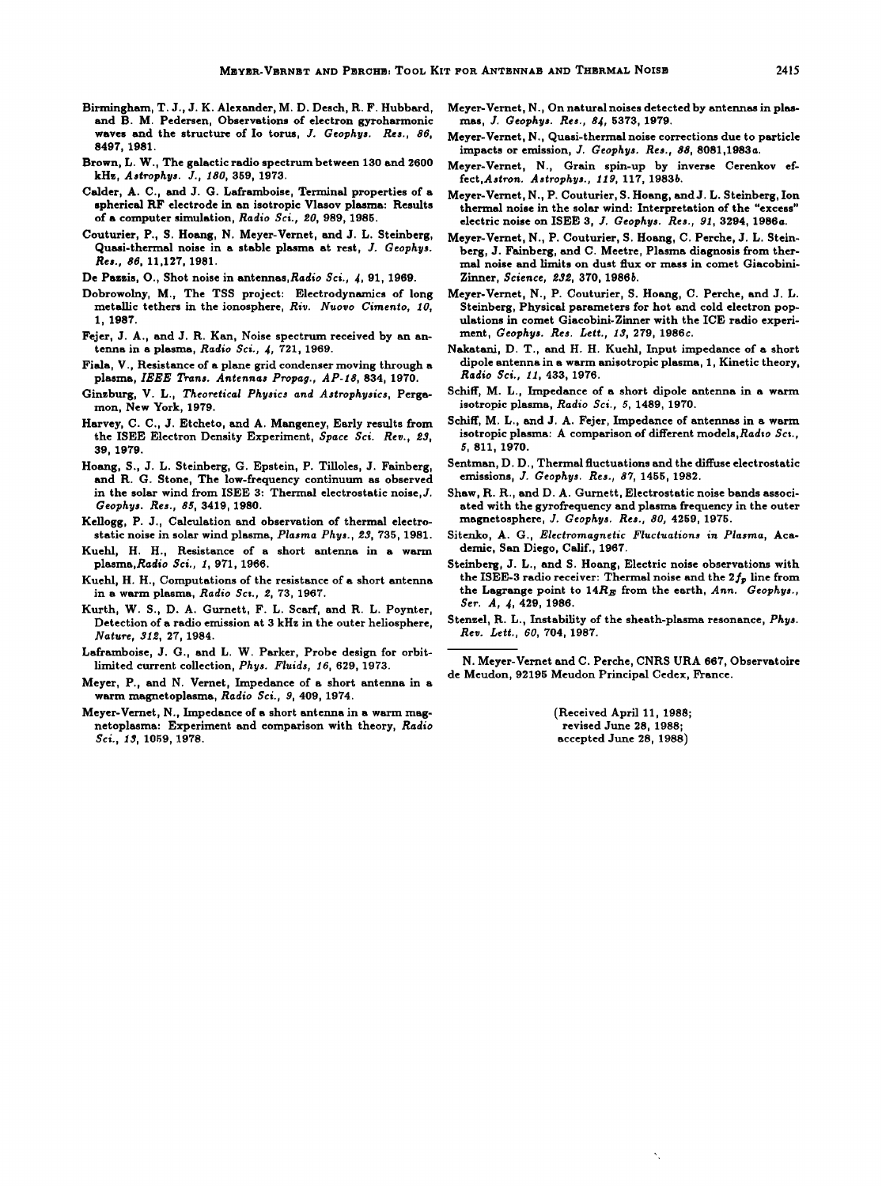Birmingham, T. J., J. K. Alexander, M. D. Desch, R. F. Hubbard, and B. M. Pedersen, Observations of electron gyroharmonic waves and the structure of Io torus, *J. Geophys. Res.*, *86*, 8497, 1981.

Brown, L. W., The galactic radio spectrum between 130 and 2600 kHz, *Astrophys. J.*, *180*, 359, 1973.

Calder, A. C., and J. G. Laframboise, Terminal properties of a spherical RF electrode in an isotropic Vlasov plasma: Results of a computer simulation, *Radio Sci.*, *20*, 989, 1985.

Couturier, P., S. Hoang, N. Meyer-Vernet, and J. L. Steinberg, Quasi-thermal noise in a stable plasma at rest, *J. Geophys. Res.*, *86*, 11,127, 1981.

De Pazzis, O., Shot noise in antennas, *Radio Sci.*, *4*, 91, 1969.

Dobrowolny, M., The TSS project: Electrodynamics of long metallic tethers in the ionosphere, *Riv. Nuovo Cimento*, *10*, 1, 1987.

Fejer, J. A., and J. R. Kan, Noise spectrum received by an antenna in a plasma, *Radio Sci.*, *4*, 721, 1969.

Fiala, V., Resistance of a plane grid condenser moving through a plasma, *IEEE Trans. Antennas Propag.*, *AP-18*, 834, 1970.

Ginzburg, V. L., *Theoretical Physics and Astrophysics*, Pergamon, New York, 1979.

Harvey, C. C., J. Etcheto, and A. Mangeney, Early results from the ISEE Electron Density Experiment, *Space Sci. Rev.*, *23*, 39, 1979.

Hoang, S., J. L. Steinberg, G. Epstein, P. Tilloles, J. Fainberg, and R. G. Stone, The low-frequency continuum as observed in the solar wind from ISEE 3: Thermal electrostatic noise, *J. Geophys. Res.*, *85*, 3419, 1980.

Kellogg, P. J., Calculation and observation of thermal electrostatic noise in solar wind plasma, *Plasma Phys.*, *23*, 735, 1981.

Kuehl, H. H., Resistance of a short antenna in a warm plasma, *Radio Sci.*, *1*, 971, 1966.

Kuehl, H. H., Computations of the resistance of a short antenna in a warm plasma, *Radio Sci.*, *2*, 73, 1967.

Kurth, W. S., D. A. Gurnett, F. L. Scarf, and R. L. Poynter, Detection of a radio emission at 3 kHz in the outer heliosphere, *Nature*, *312*, 27, 1984.

Laframboise, J. G., and L. W. Parker, Probe design for orbit-limited current collection, *Phys. Fluids*, *16*, 629, 1973.

Meyer, P., and N. Vernet, Impedance of a short antenna in a warm magnetoplasma, *Radio Sci.*, *9*, 409, 1974.

Meyer-Vernet, N., Impedance of a short antenna in a warm magnetoplasma: Experiment and comparison with theory, *Radio Sci.*, *13*, 1059, 1978.

Meyer-Vernet, N., On natural noises detected by antennas in plasmas, *J. Geophys. Res.*, *84*, 5373, 1979.

Meyer-Vernet, N., Quasi-thermal noise corrections due to particle impacts or emission, *J. Geophys. Res.*, *88*, 8081, 1983*a*.

Meyer-Vernet, N., Grain spin-up by inverse Cerenkov effect, *Astron. Astrophys.*, *119*, 117, 1983*b*.

Meyer-Vernet, N., P. Couturier, S. Hoang, and J. L. Steinberg, Ion thermal noise in the solar wind: Interpretation of the "excess" electric noise on ISEE 3, *J. Geophys. Res.*, *91*, 3294, 1986*a*.

Meyer-Vernet, N., P. Couturier, S. Hoang, C. Perche, J. L. Steinberg, J. Fainberg, and C. Meetre, Plasma diagnosis from thermal noise and limits on dust flux or mass in comet Giacobini-Zinner, *Science*, *232*, 370, 1986*b*.

Meyer-Vernet, N., P. Couturier, S. Hoang, C. Perche, and J. L. Steinberg, Physical parameters for hot and cold electron populations in comet Giacobini-Zinner with the ICE radio experiment, *Geophys. Res. Lett.*, *13*, 279, 1986*c*.

Nakatani, D. T., and H. H. Kuehl, Input impedance of a short dipole antenna in a warm anisotropic plasma, 1, Kinetic theory, *Radio Sci.*, *11*, 433, 1976.

Schiff, M. L., Impedance of a short dipole antenna in a warm isotropic plasma, *Radio Sci.*, *5*, 1489, 1970.

Schiff, M. L., and J. A. Fejer, Impedance of antennas in a warm isotropic plasma: A comparison of different models, *Radio Sci.*, *5*, 811, 1970.

Sentman, D. D., Thermal fluctuations and the diffuse electrostatic emissions, *J. Geophys. Res.*, *87*, 1455, 1982.

Shaw, R. R., and D. A. Gurnett, Electrostatic noise bands associated with the gyrofrequency and plasma frequency in the outer magnetosphere, *J. Geophys. Res.*, *80*, 4259, 1975.

Sitenko, A. G., *Electromagnetic Fluctuations in Plasma*, Academic, San Diego, Calif., 1967.

Steinberg, J. L., and S. Hoang, Electric noise observations with the ISEE-3 radio receiver: Thermal noise and the $2f_p$ line from the Lagrange point to $14R_E$ from the earth, *Ann. Geophys., Ser. A*, *4*, 429, 1986.

Stenzel, R. L., Instability of the sheath-plasma resonance, *Phys. Rev. Lett.*, *60*, 704, 1987.

---

N. Meyer-Vernet and C. Perche, CNRS URA 667, Observatoire de Meudon, 92195 Meudon Principal Cedex, France.

(Received April 11, 1988;
revised June 28, 1988;
accepted June 28, 1988)